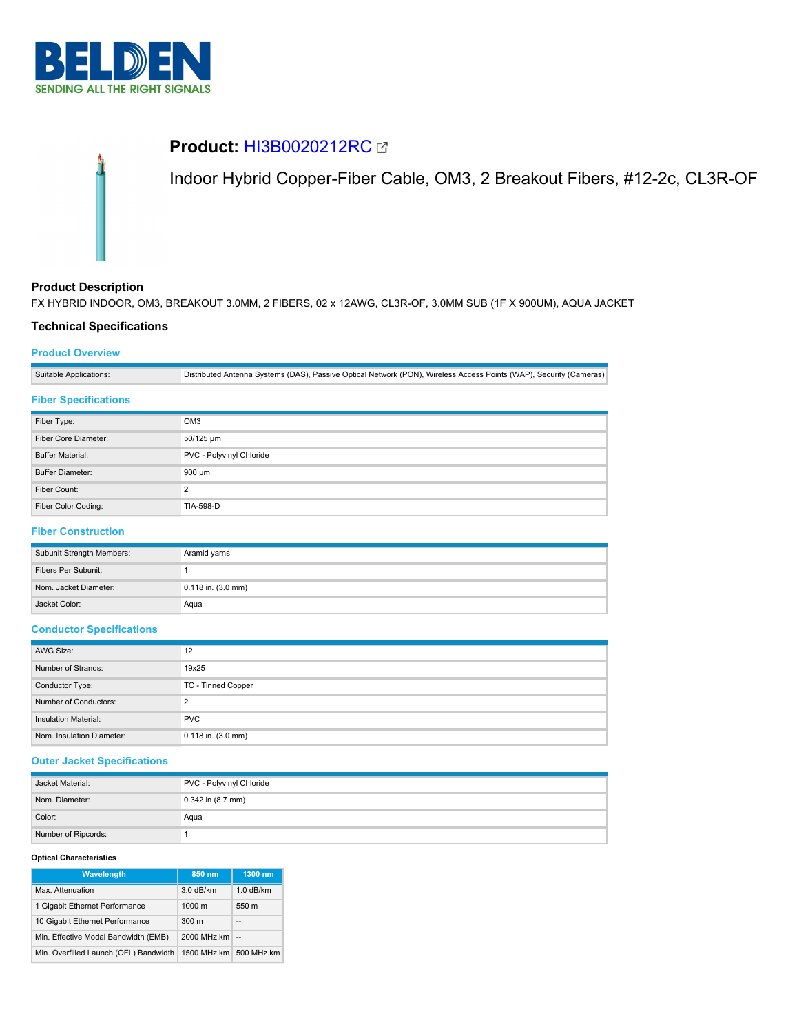# Product: HI3B0020212RC

Indoor Hybrid Copper-Fiber Cable, OM3, 2 Breakout Fibers, #12-2c, CL3R-OF

## Product Description

FX HYBRID INDOOR, OM3, BREAKOUT 3.0MM, 2 FIBERS, 02 x 12AWG, CL3R-OF, 3.0MM SUB (1F X 900UM), AQUA JACKET

## Technical Specifications

### Product Overview

| | |
|---|---|
| Suitable Applications: | Distributed Antenna Systems (DAS), Passive Optical Network (PON), Wireless Access Points (WAP), Security (Cameras) |

### Fiber Specifications

| | |
|---|---|
| Fiber Type: | OM3 |
| Fiber Core Diameter: | 50/125 µm |
| Buffer Material: | PVC - Polyvinyl Chloride |
| Buffer Diameter: | 900 µm |
| Fiber Count: | 2 |
| Fiber Color Coding: | TIA-598-D |

### Fiber Construction

| | |
|---|---|
| Subunit Strength Members: | Aramid yarns |
| Fibers Per Subunit: | 1 |
| Nom. Jacket Diameter: | 0.118 in. (3.0 mm) |
| Jacket Color: | Aqua |

### Conductor Specifications

| | |
|---|---|
| AWG Size: | 12 |
| Number of Strands: | 19x25 |
| Conductor Type: | TC - Tinned Copper |
| Number of Conductors: | 2 |
| Insulation Material: | PVC |
| Nom. Insulation Diameter: | 0.118 in. (3.0 mm) |

### Outer Jacket Specifications

| | |
|---|---|
| Jacket Material: | PVC - Polyvinyl Chloride |
| Nom. Diameter: | 0.342 in (8.7 mm) |
| Color: | Aqua |
| Number of Ripcords: | 1 |

**Optical Characteristics**

| Wavelength | 850 nm | 1300 nm |
|---|---|---|
| Max. Attenuation | 3.0 dB/km | 1.0 dB/km |
| 1 Gigabit Ethernet Performance | 1000 m | 550 m |
| 10 Gigabit Ethernet Performance | 300 m | -- |
| Min. Effective Modal Bandwidth (EMB) | 2000 MHz.km | -- |
| Min. Overfilled Launch (OFL) Bandwidth | 1500 MHz.km | 500 MHz.km |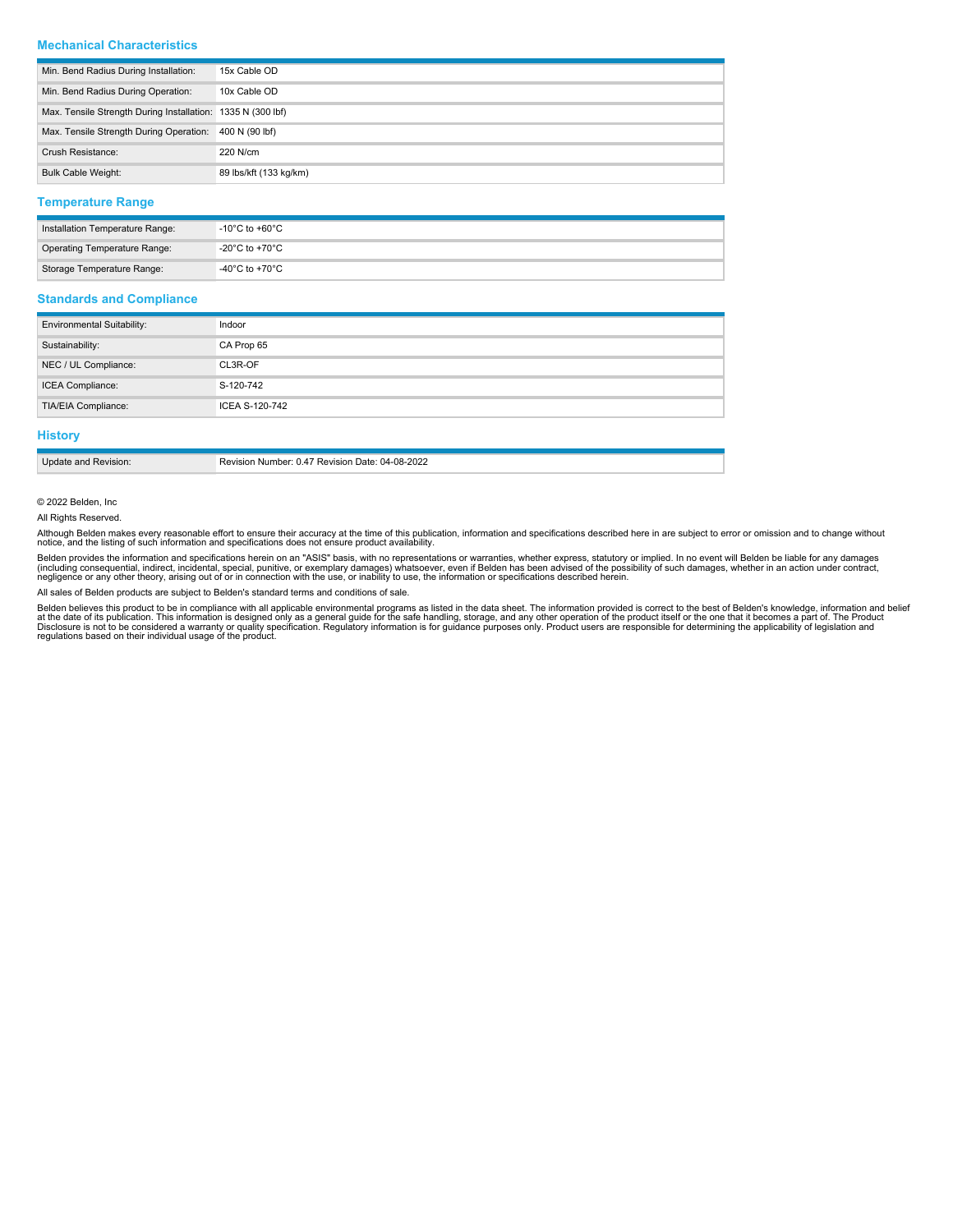## Mechanical Characteristics

| | |
|---|---|
| Min. Bend Radius During Installation: | 15x Cable OD |
| Min. Bend Radius During Operation: | 10x Cable OD |
| Max. Tensile Strength During Installation: | 1335 N (300 lbf) |
| Max. Tensile Strength During Operation: | 400 N (90 lbf) |
| Crush Resistance: | 220 N/cm |
| Bulk Cable Weight: | 89 lbs/kft (133 kg/km) |

## Temperature Range

| | |
|---|---|
| Installation Temperature Range: | -10°C to +60°C |
| Operating Temperature Range: | -20°C to +70°C |
| Storage Temperature Range: | -40°C to +70°C |

## Standards and Compliance

| | |
|---|---|
| Environmental Suitability: | Indoor |
| Sustainability: | CA Prop 65 |
| NEC / UL Compliance: | CL3R-OF |
| ICEA Compliance: | S-120-742 |
| TIA/EIA Compliance: | ICEA S-120-742 |

## History

| | |
|---|---|
| Update and Revision: | Revision Number: 0.47 Revision Date: 04-08-2022 |

© 2022 Belden, Inc

All Rights Reserved.

Although Belden makes every reasonable effort to ensure their accuracy at the time of this publication, information and specifications described here in are subject to error or omission and to change without notice, and the listing of such information and specifications does not ensure product availability.

Belden provides the information and specifications herein on an "ASIS" basis, with no representations or warranties, whether express, statutory or implied. In no event will Belden be liable for any damages (including consequential, indirect, incidental, special, punitive, or exemplary damages) whatsoever, even if Belden has been advised of the possibility of such damages, whether in an action under contract, negligence or any other theory, arising out of or in connection with the use, or inability to use, the information or specifications described herein.

All sales of Belden products are subject to Belden's standard terms and conditions of sale.

Belden believes this product to be in compliance with all applicable environmental programs as listed in the data sheet. The information provided is correct to the best of Belden's knowledge, information and belief at the date of its publication. This information is designed only as a general guide for the safe handling, storage, and any other operation of the product itself or the one that it becomes a part of. The Product Disclosure is not to be considered a warranty or quality specification. Regulatory information is for guidance purposes only. Product users are responsible for determining the applicability of legislation and regulations based on their individual usage of the product.